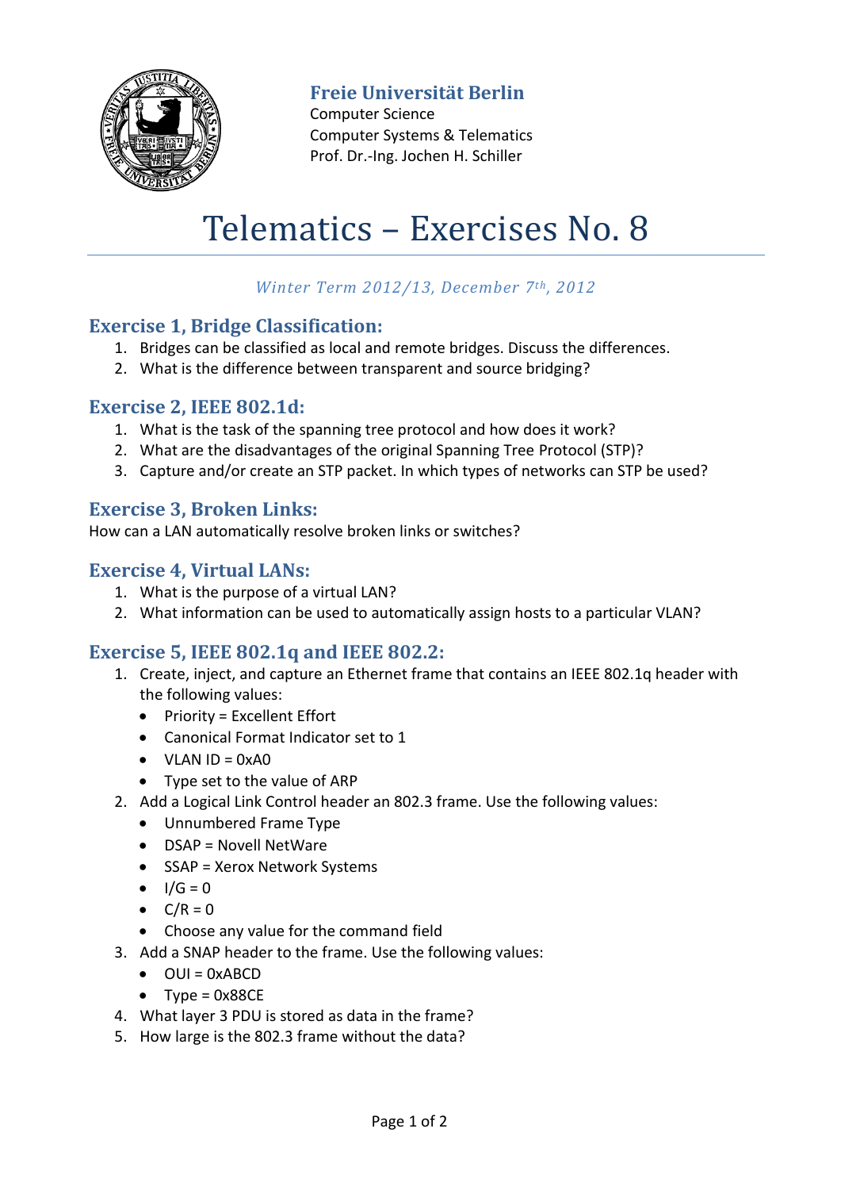**Freie Universität Berlin**
Computer Science
Computer Systems & Telematics
Prof. Dr.-Ing. Jochen H. Schiller

# Telematics – Exercises No. 8

*Winter Term 2012/13, December 7th, 2012*

## Exercise 1, Bridge Classification:

1. Bridges can be classified as local and remote bridges. Discuss the differences.
2. What is the difference between transparent and source bridging?

## Exercise 2, IEEE 802.1d:

1. What is the task of the spanning tree protocol and how does it work?
2. What are the disadvantages of the original Spanning Tree Protocol (STP)?
3. Capture and/or create an STP packet. In which types of networks can STP be used?

## Exercise 3, Broken Links:

How can a LAN automatically resolve broken links or switches?

## Exercise 4, Virtual LANs:

1. What is the purpose of a virtual LAN?
2. What information can be used to automatically assign hosts to a particular VLAN?

## Exercise 5, IEEE 802.1q and IEEE 802.2:

1. Create, inject, and capture an Ethernet frame that contains an IEEE 802.1q header with the following values:
   - Priority = Excellent Effort
   - Canonical Format Indicator set to 1
   - VLAN ID = 0xA0
   - Type set to the value of ARP
2. Add a Logical Link Control header an 802.3 frame. Use the following values:
   - Unnumbered Frame Type
   - DSAP = Novell NetWare
   - SSAP = Xerox Network Systems
   - I/G = 0
   - C/R = 0
   - Choose any value for the command field
3. Add a SNAP header to the frame. Use the following values:
   - OUI = 0xABCD
   - Type = 0x88CE
4. What layer 3 PDU is stored as data in the frame?
5. How large is the 802.3 frame without the data?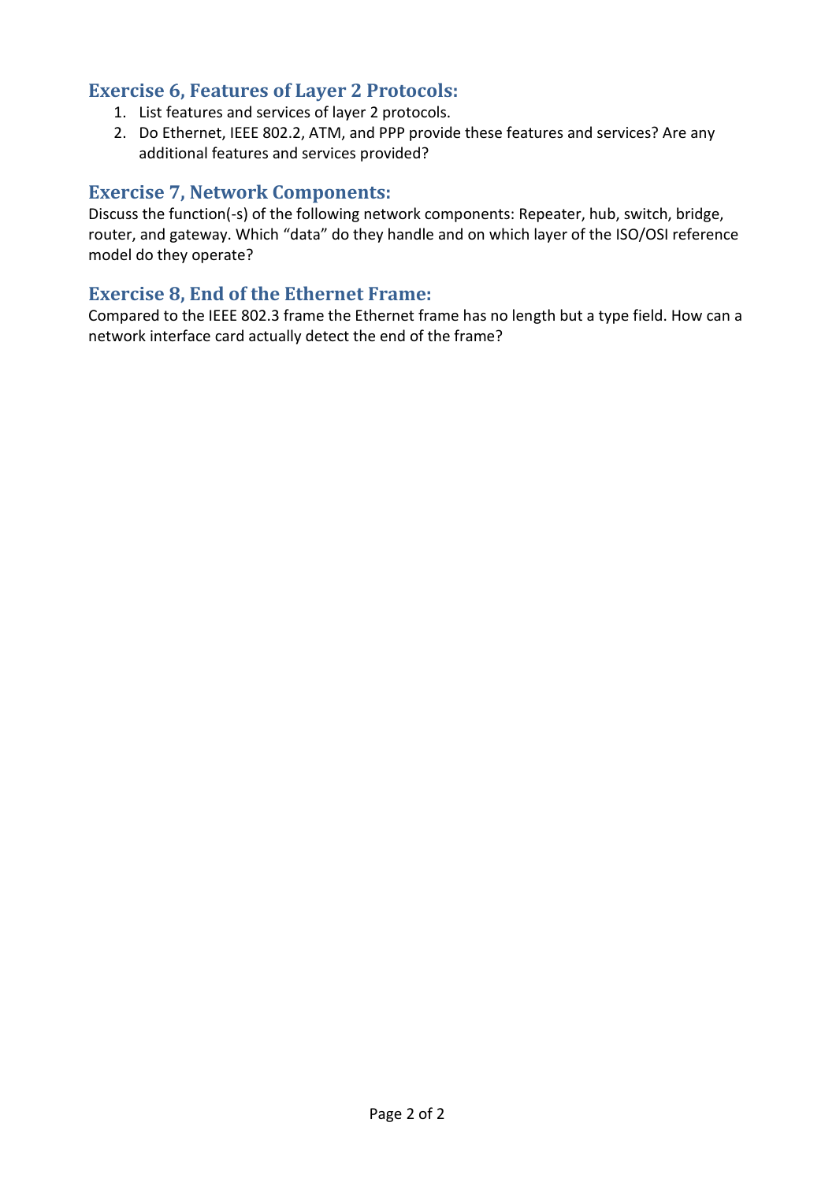## Exercise 6, Features of Layer 2 Protocols:

1. List features and services of layer 2 protocols.
2. Do Ethernet, IEEE 802.2, ATM, and PPP provide these features and services? Are any additional features and services provided?

## Exercise 7, Network Components:

Discuss the function(-s) of the following network components: Repeater, hub, switch, bridge, router, and gateway. Which “data” do they handle and on which layer of the ISO/OSI reference model do they operate?

## Exercise 8, End of the Ethernet Frame:

Compared to the IEEE 802.3 frame the Ethernet frame has no length but a type field. How can a network interface card actually detect the end of the frame?